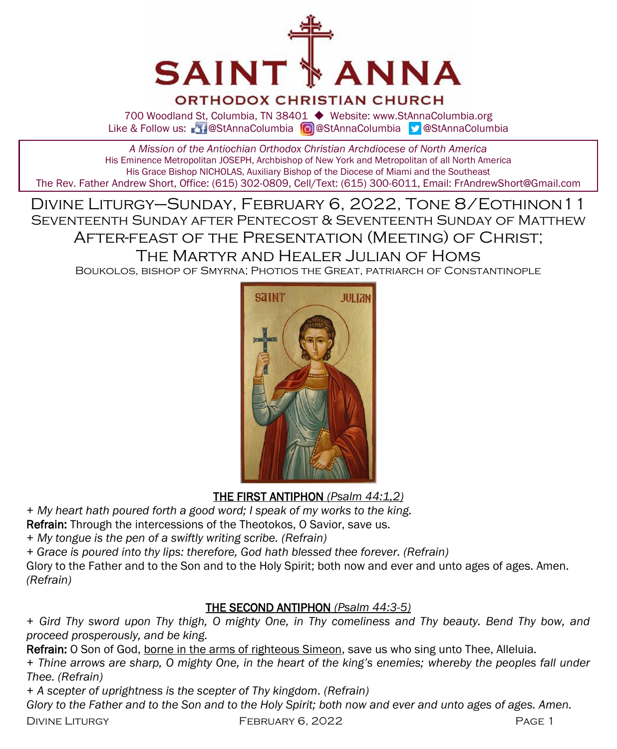# SAINT ANNA
## ORTHODOX CHRISTIAN CHURCH

700 Woodland St, Columbia, TN 38401 ◆ Website: www.StAnnaColumbia.org
Like & Follow us: @StAnnaColumbia @StAnnaColumbia @StAnnaColumbia

*A Mission of the Antiochian Orthodox Christian Archdiocese of North America*
His Eminence Metropolitan JOSEPH, Archbishop of New York and Metropolitan of all North America
His Grace Bishop NICHOLAS, Auxiliary Bishop of the Diocese of Miami and the Southeast
The Rev. Father Andrew Short, Office: (615) 302-0809, Cell/Text: (615) 300-6011, Email: FrAndrewShort@Gmail.com

# Divine Liturgy—Sunday, February 6, 2022, Tone 8/Eothinon 11
## Seventeenth Sunday after Pentecost & Seventeenth Sunday of Matthew
## After-feast of the Presentation (Meeting) of Christ;
## The Martyr and Healer Julian of Homs
Boukolos, bishop of Smyrna; Photios the Great, patriarch of Constantinople

### THE FIRST ANTIPHON *(Psalm 44:1,2)*

*+ My heart hath poured forth a good word; I speak of my works to the king.*
**Refrain:** Through the intercessions of the Theotokos, O Savior, save us.
*+ My tongue is the pen of a swiftly writing scribe. (Refrain)*
*+ Grace is poured into thy lips: therefore, God hath blessed thee forever. (Refrain)*
Glory to the Father and to the Son and to the Holy Spirit; both now and ever and unto ages of ages. Amen. *(Refrain)*

### THE SECOND ANTIPHON *(Psalm 44:3-5)*

*+ Gird Thy sword upon Thy thigh, O mighty One, in Thy comeliness and Thy beauty. Bend Thy bow, and proceed prosperously, and be king.*
**Refrain:** O Son of God, borne in the arms of righteous Simeon, save us who sing unto Thee, Alleluia.
*+ Thine arrows are sharp, O mighty One, in the heart of the king's enemies; whereby the peoples fall under Thee. (Refrain)*
*+ A scepter of uprightness is the scepter of Thy kingdom. (Refrain)*
*Glory to the Father and to the Son and to the Holy Spirit; both now and ever and unto ages of ages. Amen.*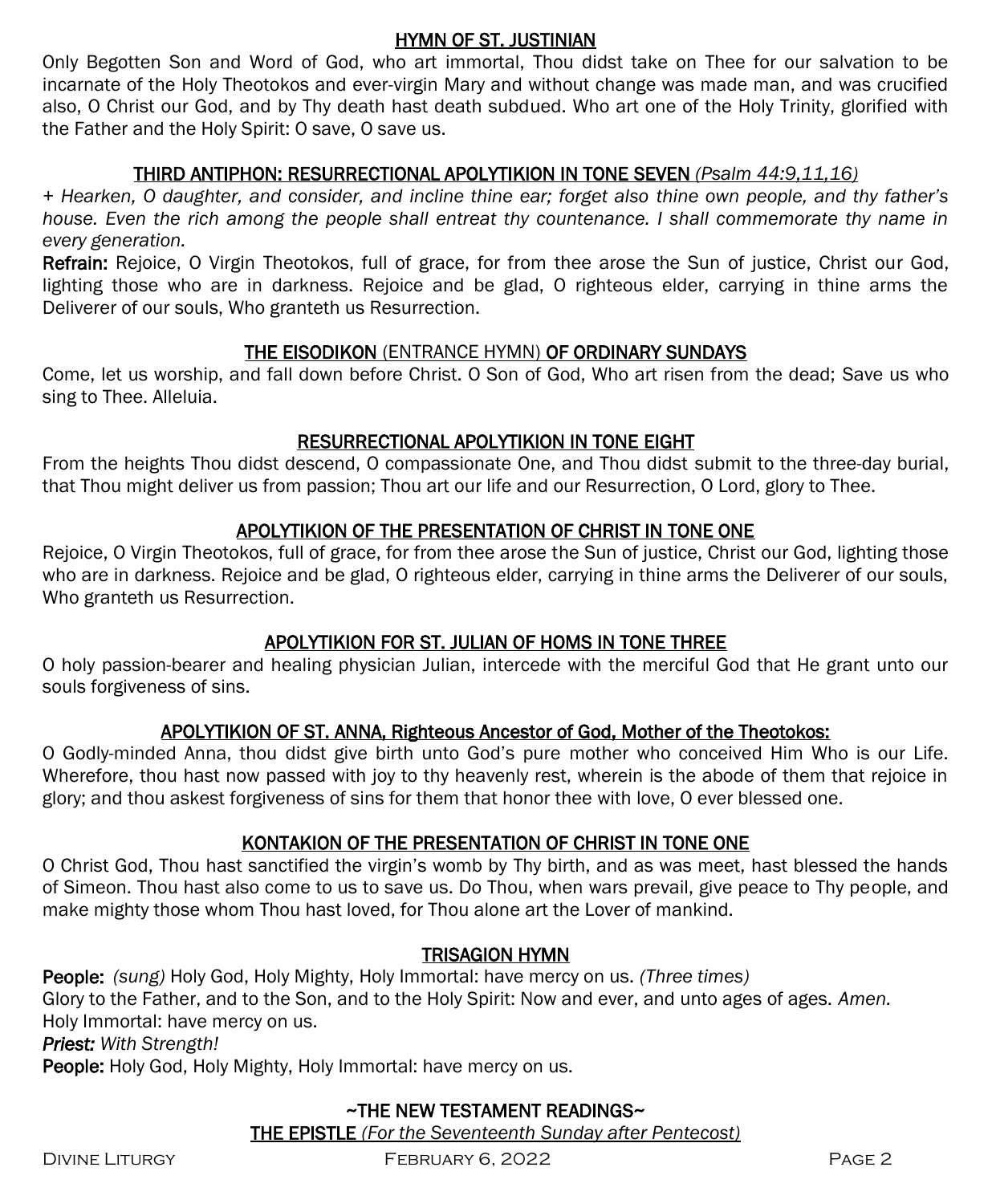## HYMN OF ST. JUSTINIAN

Only Begotten Son and Word of God, who art immortal, Thou didst take on Thee for our salvation to be incarnate of the Holy Theotokos and ever-virgin Mary and without change was made man, and was crucified also, O Christ our God, and by Thy death hast death subdued. Who art one of the Holy Trinity, glorified with the Father and the Holy Spirit: O save, O save us.

## THIRD ANTIPHON: RESURRECTIONAL APOLYTIKION IN TONE SEVEN *(Psalm 44:9,11,16)*

*+ Hearken, O daughter, and consider, and incline thine ear; forget also thine own people, and thy father's house. Even the rich among the people shall entreat thy countenance. I shall commemorate thy name in every generation.*

**Refrain:** Rejoice, O Virgin Theotokos, full of grace, for from thee arose the Sun of justice, Christ our God, lighting those who are in darkness. Rejoice and be glad, O righteous elder, carrying in thine arms the Deliverer of our souls, Who granteth us Resurrection.

## THE EISODIKON (ENTRANCE HYMN) OF ORDINARY SUNDAYS

Come, let us worship, and fall down before Christ. O Son of God, Who art risen from the dead; Save us who sing to Thee. Alleluia.

## RESURRECTIONAL APOLYTIKION IN TONE EIGHT

From the heights Thou didst descend, O compassionate One, and Thou didst submit to the three-day burial, that Thou might deliver us from passion; Thou art our life and our Resurrection, O Lord, glory to Thee.

## APOLYTIKION OF THE PRESENTATION OF CHRIST IN TONE ONE

Rejoice, O Virgin Theotokos, full of grace, for from thee arose the Sun of justice, Christ our God, lighting those who are in darkness. Rejoice and be glad, O righteous elder, carrying in thine arms the Deliverer of our souls, Who granteth us Resurrection.

## APOLYTIKION FOR ST. JULIAN OF HOMS IN TONE THREE

O holy passion-bearer and healing physician Julian, intercede with the merciful God that He grant unto our souls forgiveness of sins.

## APOLYTIKION OF ST. ANNA, Righteous Ancestor of God, Mother of the Theotokos:

O Godly-minded Anna, thou didst give birth unto God's pure mother who conceived Him Who is our Life. Wherefore, thou hast now passed with joy to thy heavenly rest, wherein is the abode of them that rejoice in glory; and thou askest forgiveness of sins for them that honor thee with love, O ever blessed one.

## KONTAKION OF THE PRESENTATION OF CHRIST IN TONE ONE

O Christ God, Thou hast sanctified the virgin's womb by Thy birth, and as was meet, hast blessed the hands of Simeon. Thou hast also come to us to save us. Do Thou, when wars prevail, give peace to Thy people, and make mighty those whom Thou hast loved, for Thou alone art the Lover of mankind.

## TRISAGION HYMN

**People:** *(sung)* Holy God, Holy Mighty, Holy Immortal: have mercy on us. *(Three times)*
Glory to the Father, and to the Son, and to the Holy Spirit: Now and ever, and unto ages of ages. *Amen.*
Holy Immortal: have mercy on us.
***Priest:*** *With Strength!*
**People:** Holy God, Holy Mighty, Holy Immortal: have mercy on us.

## ~THE NEW TESTAMENT READINGS~

### THE EPISTLE *(For the Seventeenth Sunday after Pentecost)*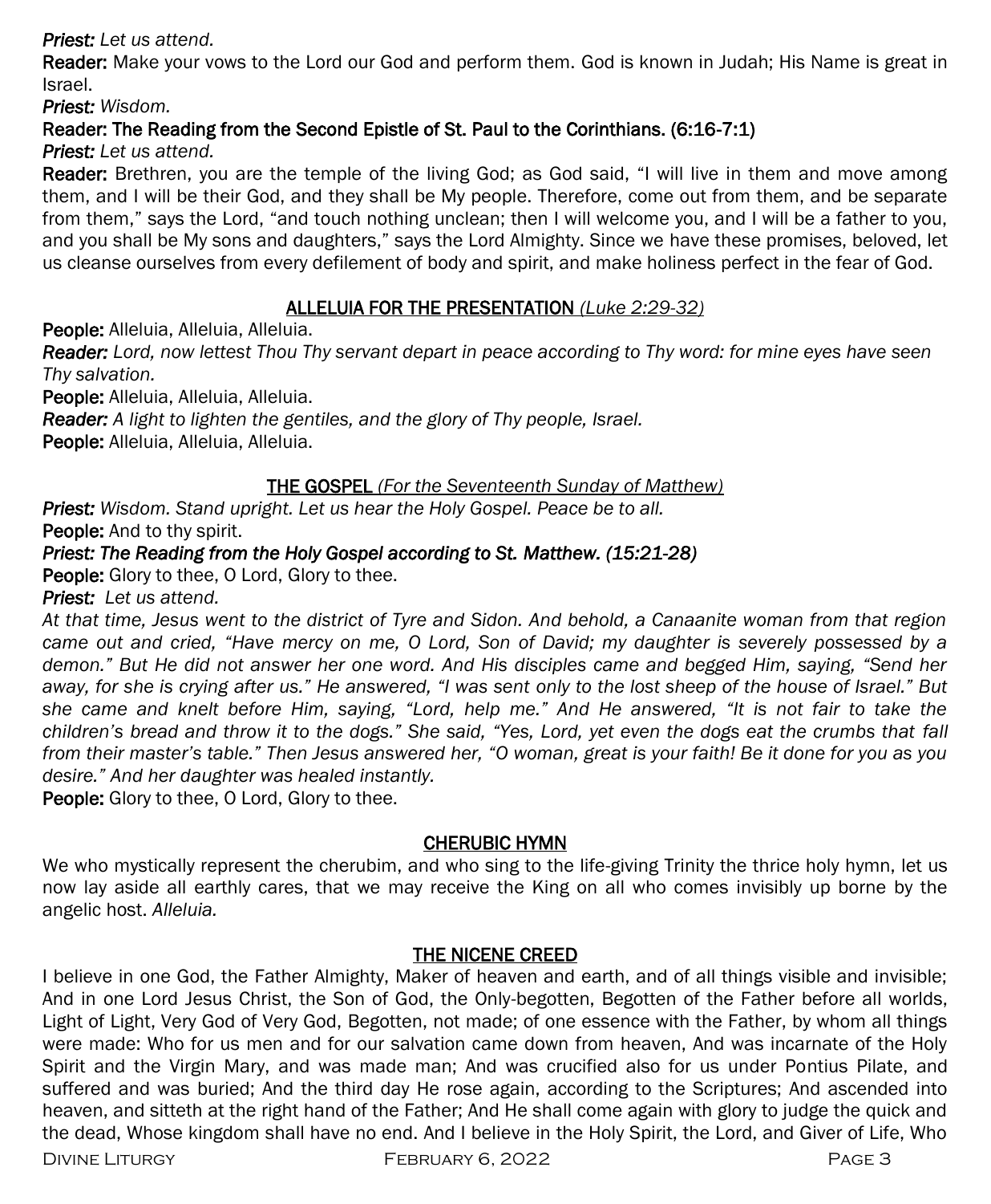***Priest:*** *Let us attend.*

**Reader:** Make your vows to the Lord our God and perform them. God is known in Judah; His Name is great in Israel.

***Priest:*** *Wisdom.*

**Reader: The Reading from the Second Epistle of St. Paul to the Corinthians. (6:16-7:1)**

***Priest:*** *Let us attend.*

**Reader:** Brethren, you are the temple of the living God; as God said, "I will live in them and move among them, and I will be their God, and they shall be My people. Therefore, come out from them, and be separate from them," says the Lord, "and touch nothing unclean; then I will welcome you, and I will be a father to you, and you shall be My sons and daughters," says the Lord Almighty. Since we have these promises, beloved, let us cleanse ourselves from every defilement of body and spirit, and make holiness perfect in the fear of God.

## ALLELUIA FOR THE PRESENTATION *(Luke 2:29-32)*

**People:** Alleluia, Alleluia, Alleluia.

***Reader:*** *Lord, now lettest Thou Thy servant depart in peace according to Thy word: for mine eyes have seen Thy salvation.*

**People:** Alleluia, Alleluia, Alleluia.

***Reader:*** *A light to lighten the gentiles, and the glory of Thy people, Israel.*

**People:** Alleluia, Alleluia, Alleluia.

## THE GOSPEL *(For the Seventeenth Sunday of Matthew)*

***Priest:*** *Wisdom. Stand upright. Let us hear the Holy Gospel. Peace be to all.*

**People:** And to thy spirit.

***Priest: The Reading from the Holy Gospel according to St. Matthew. (15:21-28)***

**People:** Glory to thee, O Lord, Glory to thee.

***Priest:*** *Let us attend.*

*At that time, Jesus went to the district of Tyre and Sidon. And behold, a Canaanite woman from that region came out and cried, "Have mercy on me, O Lord, Son of David; my daughter is severely possessed by a demon." But He did not answer her one word. And His disciples came and begged Him, saying, "Send her away, for she is crying after us." He answered, "I was sent only to the lost sheep of the house of Israel." But she came and knelt before Him, saying, "Lord, help me." And He answered, "It is not fair to take the children's bread and throw it to the dogs." She said, "Yes, Lord, yet even the dogs eat the crumbs that fall from their master's table." Then Jesus answered her, "O woman, great is your faith! Be it done for you as you desire." And her daughter was healed instantly.*

**People:** Glory to thee, O Lord, Glory to thee.

## CHERUBIC HYMN

We who mystically represent the cherubim, and who sing to the life-giving Trinity the thrice holy hymn, let us now lay aside all earthly cares, that we may receive the King on all who comes invisibly up borne by the angelic host. *Alleluia.*

## THE NICENE CREED

I believe in one God, the Father Almighty, Maker of heaven and earth, and of all things visible and invisible; And in one Lord Jesus Christ, the Son of God, the Only-begotten, Begotten of the Father before all worlds, Light of Light, Very God of Very God, Begotten, not made; of one essence with the Father, by whom all things were made: Who for us men and for our salvation came down from heaven, And was incarnate of the Holy Spirit and the Virgin Mary, and was made man; And was crucified also for us under Pontius Pilate, and suffered and was buried; And the third day He rose again, according to the Scriptures; And ascended into heaven, and sitteth at the right hand of the Father; And He shall come again with glory to judge the quick and the dead, Whose kingdom shall have no end. And I believe in the Holy Spirit, the Lord, and Giver of Life, Who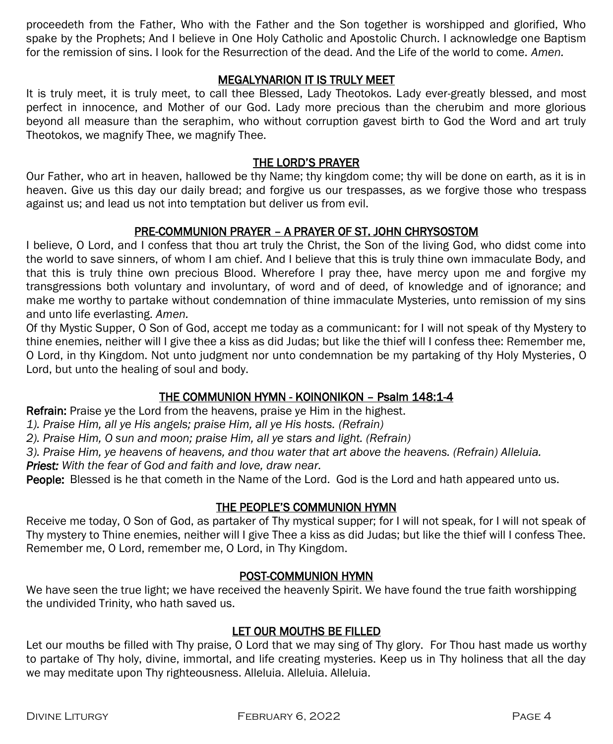proceedeth from the Father, Who with the Father and the Son together is worshipped and glorified, Who spake by the Prophets; And I believe in One Holy Catholic and Apostolic Church. I acknowledge one Baptism for the remission of sins. I look for the Resurrection of the dead. And the Life of the world to come. *Amen.*

## MEGALYNARION IT IS TRULY MEET

It is truly meet, it is truly meet, to call thee Blessed, Lady Theotokos. Lady ever-greatly blessed, and most perfect in innocence, and Mother of our God. Lady more precious than the cherubim and more glorious beyond all measure than the seraphim, who without corruption gavest birth to God the Word and art truly Theotokos, we magnify Thee, we magnify Thee.

## THE LORD'S PRAYER

Our Father, who art in heaven, hallowed be thy Name; thy kingdom come; thy will be done on earth, as it is in heaven. Give us this day our daily bread; and forgive us our trespasses, as we forgive those who trespass against us; and lead us not into temptation but deliver us from evil.

## PRE-COMMUNION PRAYER – A PRAYER OF ST. JOHN CHRYSOSTOM

I believe, O Lord, and I confess that thou art truly the Christ, the Son of the living God, who didst come into the world to save sinners, of whom I am chief. And I believe that this is truly thine own immaculate Body, and that this is truly thine own precious Blood. Wherefore I pray thee, have mercy upon me and forgive my transgressions both voluntary and involuntary, of word and of deed, of knowledge and of ignorance; and make me worthy to partake without condemnation of thine immaculate Mysteries, unto remission of my sins and unto life everlasting. *Amen.*

Of thy Mystic Supper, O Son of God, accept me today as a communicant: for I will not speak of thy Mystery to thine enemies, neither will I give thee a kiss as did Judas; but like the thief will I confess thee: Remember me, O Lord, in thy Kingdom. Not unto judgment nor unto condemnation be my partaking of thy Holy Mysteries, O Lord, but unto the healing of soul and body.

## THE COMMUNION HYMN - KOINONIKON – Psalm 148:1-4

**Refrain:** Praise ye the Lord from the heavens, praise ye Him in the highest.

*1). Praise Him, all ye His angels; praise Him, all ye His hosts. (Refrain)*

*2). Praise Him, O sun and moon; praise Him, all ye stars and light. (Refrain)*

*3). Praise Him, ye heavens of heavens, and thou water that art above the heavens. (Refrain) Alleluia.*

***Priest:*** *With the fear of God and faith and love, draw near.*

**People:** Blessed is he that cometh in the Name of the Lord. God is the Lord and hath appeared unto us.

## THE PEOPLE'S COMMUNION HYMN

Receive me today, O Son of God, as partaker of Thy mystical supper; for I will not speak, for I will not speak of Thy mystery to Thine enemies, neither will I give Thee a kiss as did Judas; but like the thief will I confess Thee. Remember me, O Lord, remember me, O Lord, in Thy Kingdom.

## POST-COMMUNION HYMN

We have seen the true light; we have received the heavenly Spirit. We have found the true faith worshipping the undivided Trinity, who hath saved us.

## LET OUR MOUTHS BE FILLED

Let our mouths be filled with Thy praise, O Lord that we may sing of Thy glory. For Thou hast made us worthy to partake of Thy holy, divine, immortal, and life creating mysteries. Keep us in Thy holiness that all the day we may meditate upon Thy righteousness. Alleluia. Alleluia. Alleluia.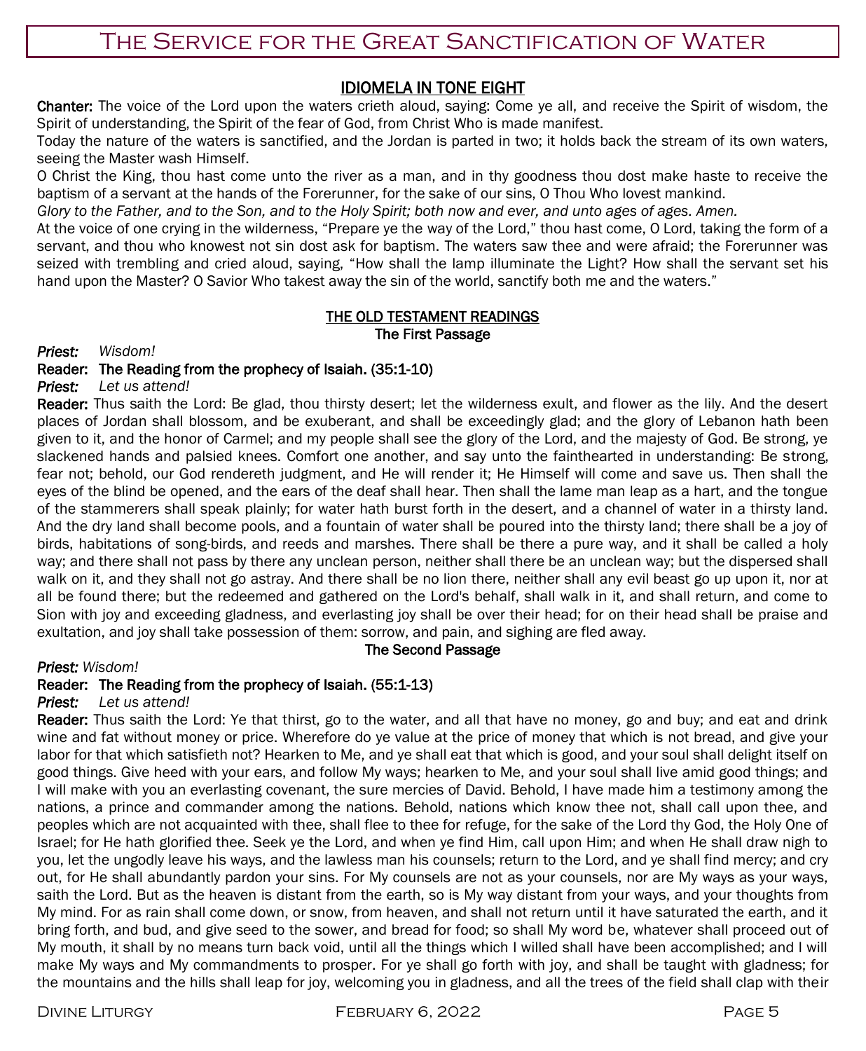# The Service for the Great Sanctification of Water

## IDIOMELA IN TONE EIGHT

**Chanter:** The voice of the Lord upon the waters crieth aloud, saying: Come ye all, and receive the Spirit of wisdom, the Spirit of understanding, the Spirit of the fear of God, from Christ Who is made manifest.

Today the nature of the waters is sanctified, and the Jordan is parted in two; it holds back the stream of its own waters, seeing the Master wash Himself.

O Christ the King, thou hast come unto the river as a man, and in thy goodness thou dost make haste to receive the baptism of a servant at the hands of the Forerunner, for the sake of our sins, O Thou Who lovest mankind.

*Glory to the Father, and to the Son, and to the Holy Spirit; both now and ever, and unto ages of ages. Amen.*

At the voice of one crying in the wilderness, "Prepare ye the way of the Lord," thou hast come, O Lord, taking the form of a servant, and thou who knowest not sin dost ask for baptism. The waters saw thee and were afraid; the Forerunner was seized with trembling and cried aloud, saying, "How shall the lamp illuminate the Light? How shall the servant set his hand upon the Master? O Savior Who takest away the sin of the world, sanctify both me and the waters."

## THE OLD TESTAMENT READINGS

### The First Passage

*Priest:* *Wisdom!*

**Reader: The Reading from the prophecy of Isaiah. (35:1-10)**

*Priest:* *Let us attend!*

**Reader:** Thus saith the Lord: Be glad, thou thirsty desert; let the wilderness exult, and flower as the lily. And the desert places of Jordan shall blossom, and be exuberant, and shall be exceedingly glad; and the glory of Lebanon hath been given to it, and the honor of Carmel; and my people shall see the glory of the Lord, and the majesty of God. Be strong, ye slackened hands and palsied knees. Comfort one another, and say unto the fainthearted in understanding: Be strong, fear not; behold, our God rendereth judgment, and He will render it; He Himself will come and save us. Then shall the eyes of the blind be opened, and the ears of the deaf shall hear. Then shall the lame man leap as a hart, and the tongue of the stammerers shall speak plainly; for water hath burst forth in the desert, and a channel of water in a thirsty land. And the dry land shall become pools, and a fountain of water shall be poured into the thirsty land; there shall be a joy of birds, habitations of song-birds, and reeds and marshes. There shall be there a pure way, and it shall be called a holy way; and there shall not pass by there any unclean person, neither shall there be an unclean way; but the dispersed shall walk on it, and they shall not go astray. And there shall be no lion there, neither shall any evil beast go up upon it, nor at all be found there; but the redeemed and gathered on the Lord's behalf, shall walk in it, and shall return, and come to Sion with joy and exceeding gladness, and everlasting joy shall be over their head; for on their head shall be praise and exultation, and joy shall take possession of them: sorrow, and pain, and sighing are fled away.

### The Second Passage

*Priest:* *Wisdom!*

**Reader: The Reading from the prophecy of Isaiah. (55:1-13)**

*Priest:* *Let us attend!*

**Reader:** Thus saith the Lord: Ye that thirst, go to the water, and all that have no money, go and buy; and eat and drink wine and fat without money or price. Wherefore do ye value at the price of money that which is not bread, and give your labor for that which satisfieth not? Hearken to Me, and ye shall eat that which is good, and your soul shall delight itself on good things. Give heed with your ears, and follow My ways; hearken to Me, and your soul shall live amid good things; and I will make with you an everlasting covenant, the sure mercies of David. Behold, I have made him a testimony among the nations, a prince and commander among the nations. Behold, nations which know thee not, shall call upon thee, and peoples which are not acquainted with thee, shall flee to thee for refuge, for the sake of the Lord thy God, the Holy One of Israel; for He hath glorified thee. Seek ye the Lord, and when ye find Him, call upon Him; and when He shall draw nigh to you, let the ungodly leave his ways, and the lawless man his counsels; return to the Lord, and ye shall find mercy; and cry out, for He shall abundantly pardon your sins. For My counsels are not as your counsels, nor are My ways as your ways, saith the Lord. But as the heaven is distant from the earth, so is My way distant from your ways, and your thoughts from My mind. For as rain shall come down, or snow, from heaven, and shall not return until it have saturated the earth, and it bring forth, and bud, and give seed to the sower, and bread for food; so shall My word be, whatever shall proceed out of My mouth, it shall by no means turn back void, until all the things which I willed shall have been accomplished; and I will make My ways and My commandments to prosper. For ye shall go forth with joy, and shall be taught with gladness; for the mountains and the hills shall leap for joy, welcoming you in gladness, and all the trees of the field shall clap with their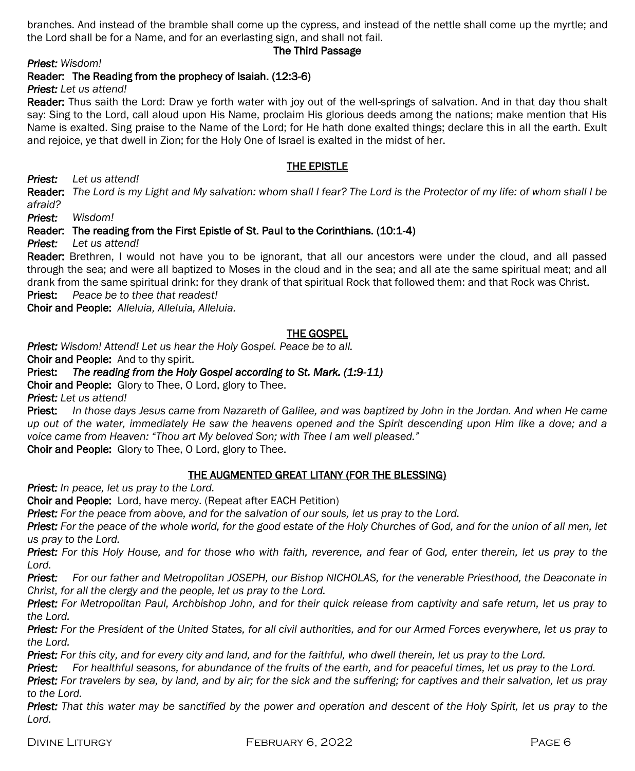branches. And instead of the bramble shall come up the cypress, and instead of the nettle shall come up the myrtle; and the Lord shall be for a Name, and for an everlasting sign, and shall not fail.

**The Third Passage**

***Priest:*** *Wisdom!*

**Reader: The Reading from the prophecy of Isaiah. (12:3-6)**

***Priest:*** *Let us attend!*

**Reader:** Thus saith the Lord: Draw ye forth water with joy out of the well-springs of salvation. And in that day thou shalt say: Sing to the Lord, call aloud upon His Name, proclaim His glorious deeds among the nations; make mention that His Name is exalted. Sing praise to the Name of the Lord; for He hath done exalted things; declare this in all the earth. Exult and rejoice, ye that dwell in Zion; for the Holy One of Israel is exalted in the midst of her.

## THE EPISTLE

***Priest:*** *Let us attend!*

**Reader:** *The Lord is my Light and My salvation: whom shall I fear? The Lord is the Protector of my life: of whom shall I be afraid?*

***Priest:*** *Wisdom!*

**Reader: The reading from the First Epistle of St. Paul to the Corinthians. (10:1-4)**

***Priest:*** *Let us attend!*

**Reader:** Brethren, I would not have you to be ignorant, that all our ancestors were under the cloud, and all passed through the sea; and were all baptized to Moses in the cloud and in the sea; and all ate the same spiritual meat; and all drank from the same spiritual drink: for they drank of that spiritual Rock that followed them: and that Rock was Christ.

**Priest:** *Peace be to thee that readest!*

**Choir and People:** *Alleluia, Alleluia, Alleluia.*

## THE GOSPEL

***Priest:*** *Wisdom! Attend! Let us hear the Holy Gospel. Peace be to all.*

**Choir and People:** And to thy spirit.

**Priest:** ***The reading from the Holy Gospel according to St. Mark. (1:9-11)***

**Choir and People:** Glory to Thee, O Lord, glory to Thee.

***Priest:*** *Let us attend!*

**Priest:** *In those days Jesus came from Nazareth of Galilee, and was baptized by John in the Jordan. And when He came up out of the water, immediately He saw the heavens opened and the Spirit descending upon Him like a dove; and a voice came from Heaven: "Thou art My beloved Son; with Thee I am well pleased."*

**Choir and People:** Glory to Thee, O Lord, glory to Thee.

## THE AUGMENTED GREAT LITANY (FOR THE BLESSING)

***Priest:*** *In peace, let us pray to the Lord.*

**Choir and People:** Lord, have mercy. (Repeat after EACH Petition)

***Priest:*** *For the peace from above, and for the salvation of our souls, let us pray to the Lord.*

***Priest:*** *For the peace of the whole world, for the good estate of the Holy Churches of God, and for the union of all men, let us pray to the Lord.*

***Priest:*** *For this Holy House, and for those who with faith, reverence, and fear of God, enter therein, let us pray to the Lord.*

***Priest:*** *For our father and Metropolitan JOSEPH, our Bishop NICHOLAS, for the venerable Priesthood, the Deaconate in Christ, for all the clergy and the people, let us pray to the Lord.*

***Priest:*** *For Metropolitan Paul, Archbishop John, and for their quick release from captivity and safe return, let us pray to the Lord.*

***Priest:*** *For the President of the United States, for all civil authorities, and for our Armed Forces everywhere, let us pray to the Lord.*

***Priest:*** *For this city, and for every city and land, and for the faithful, who dwell therein, let us pray to the Lord.*

***Priest:*** *For healthful seasons, for abundance of the fruits of the earth, and for peaceful times, let us pray to the Lord.*

***Priest:*** *For travelers by sea, by land, and by air; for the sick and the suffering; for captives and their salvation, let us pray to the Lord.*

***Priest:*** *That this water may be sanctified by the power and operation and descent of the Holy Spirit, let us pray to the Lord.*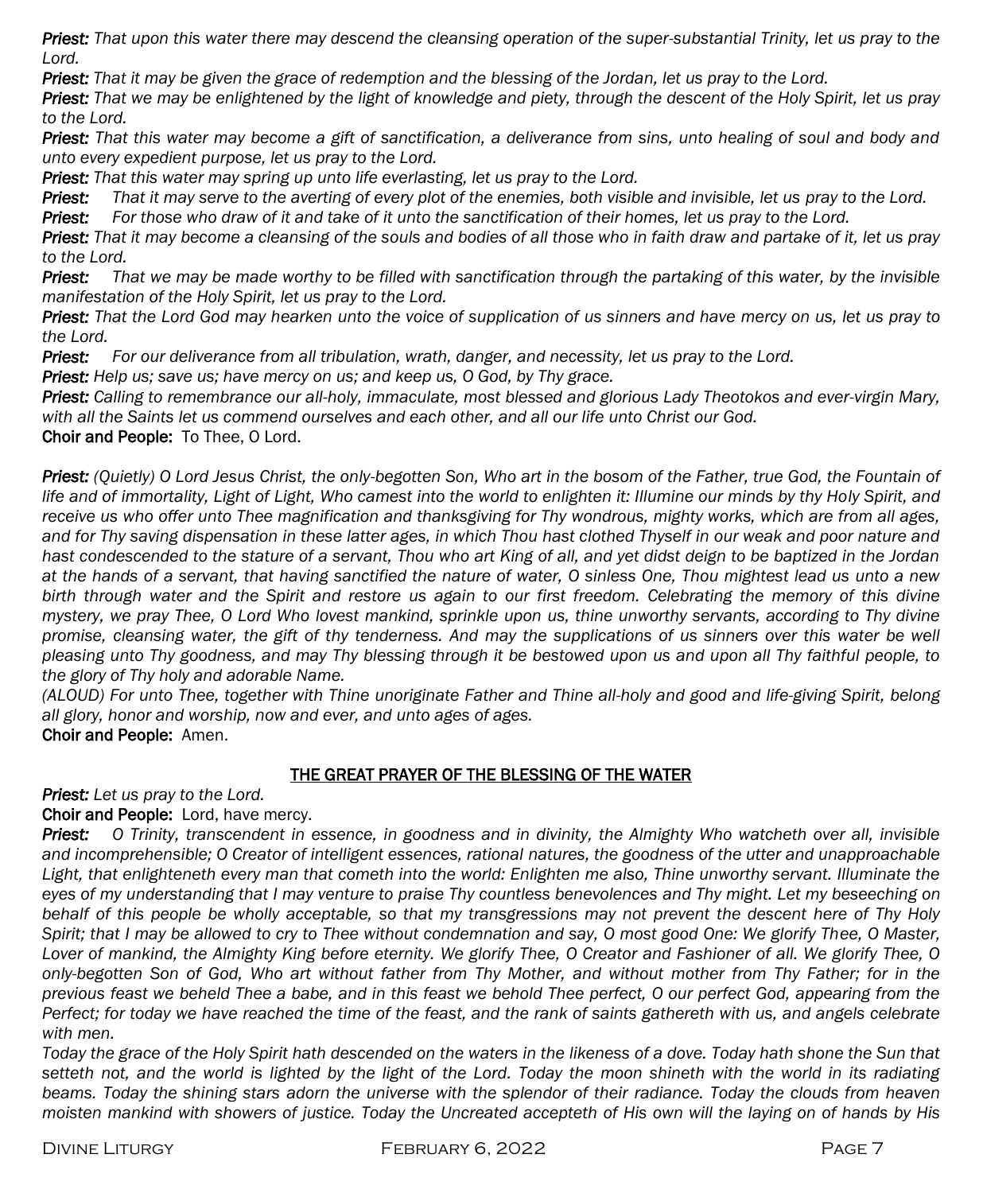***Priest:*** *That upon this water there may descend the cleansing operation of the super-substantial Trinity, let us pray to the Lord.*

***Priest:*** *That it may be given the grace of redemption and the blessing of the Jordan, let us pray to the Lord.*

***Priest:*** *That we may be enlightened by the light of knowledge and piety, through the descent of the Holy Spirit, let us pray to the Lord.*

***Priest:*** *That this water may become a gift of sanctification, a deliverance from sins, unto healing of soul and body and unto every expedient purpose, let us pray to the Lord.*

***Priest:*** *That this water may spring up unto life everlasting, let us pray to the Lord.*

***Priest:*** *That it may serve to the averting of every plot of the enemies, both visible and invisible, let us pray to the Lord.*

***Priest:*** *For those who draw of it and take of it unto the sanctification of their homes, let us pray to the Lord.*

***Priest:*** *That it may become a cleansing of the souls and bodies of all those who in faith draw and partake of it, let us pray to the Lord.*

***Priest:*** *That we may be made worthy to be filled with sanctification through the partaking of this water, by the invisible manifestation of the Holy Spirit, let us pray to the Lord.*

***Priest:*** *That the Lord God may hearken unto the voice of supplication of us sinners and have mercy on us, let us pray to the Lord.*

***Priest:*** *For our deliverance from all tribulation, wrath, danger, and necessity, let us pray to the Lord.*

***Priest:*** *Help us; save us; have mercy on us; and keep us, O God, by Thy grace.*

***Priest:*** *Calling to remembrance our all-holy, immaculate, most blessed and glorious Lady Theotokos and ever-virgin Mary, with all the Saints let us commend ourselves and each other, and all our life unto Christ our God.*

**Choir and People:** To Thee, O Lord.

***Priest:*** *(Quietly) O Lord Jesus Christ, the only-begotten Son, Who art in the bosom of the Father, true God, the Fountain of life and of immortality, Light of Light, Who camest into the world to enlighten it: Illumine our minds by thy Holy Spirit, and receive us who offer unto Thee magnification and thanksgiving for Thy wondrous, mighty works, which are from all ages, and for Thy saving dispensation in these latter ages, in which Thou hast clothed Thyself in our weak and poor nature and hast condescended to the stature of a servant, Thou who art King of all, and yet didst deign to be baptized in the Jordan at the hands of a servant, that having sanctified the nature of water, O sinless One, Thou mightest lead us unto a new birth through water and the Spirit and restore us again to our first freedom. Celebrating the memory of this divine mystery, we pray Thee, O Lord Who lovest mankind, sprinkle upon us, thine unworthy servants, according to Thy divine promise, cleansing water, the gift of thy tenderness. And may the supplications of us sinners over this water be well pleasing unto Thy goodness, and may Thy blessing through it be bestowed upon us and upon all Thy faithful people, to the glory of Thy holy and adorable Name.*

*(ALOUD) For unto Thee, together with Thine unoriginate Father and Thine all-holy and good and life-giving Spirit, belong all glory, honor and worship, now and ever, and unto ages of ages.*

**Choir and People:** Amen.

## THE GREAT PRAYER OF THE BLESSING OF THE WATER

***Priest:*** *Let us pray to the Lord.*

**Choir and People:** Lord, have mercy.

***Priest:*** *O Trinity, transcendent in essence, in goodness and in divinity, the Almighty Who watcheth over all, invisible and incomprehensible; O Creator of intelligent essences, rational natures, the goodness of the utter and unapproachable Light, that enlighteneth every man that cometh into the world: Enlighten me also, Thine unworthy servant. Illuminate the eyes of my understanding that I may venture to praise Thy countless benevolences and Thy might. Let my beseeching on behalf of this people be wholly acceptable, so that my transgressions may not prevent the descent here of Thy Holy Spirit; that I may be allowed to cry to Thee without condemnation and say, O most good One: We glorify Thee, O Master, Lover of mankind, the Almighty King before eternity. We glorify Thee, O Creator and Fashioner of all. We glorify Thee, O only-begotten Son of God, Who art without father from Thy Mother, and without mother from Thy Father; for in the previous feast we beheld Thee a babe, and in this feast we behold Thee perfect, O our perfect God, appearing from the Perfect; for today we have reached the time of the feast, and the rank of saints gathereth with us, and angels celebrate with men.*

*Today the grace of the Holy Spirit hath descended on the waters in the likeness of a dove. Today hath shone the Sun that setteth not, and the world is lighted by the light of the Lord. Today the moon shineth with the world in its radiating beams. Today the shining stars adorn the universe with the splendor of their radiance. Today the clouds from heaven moisten mankind with showers of justice. Today the Uncreated accepteth of His own will the laying on of hands by His*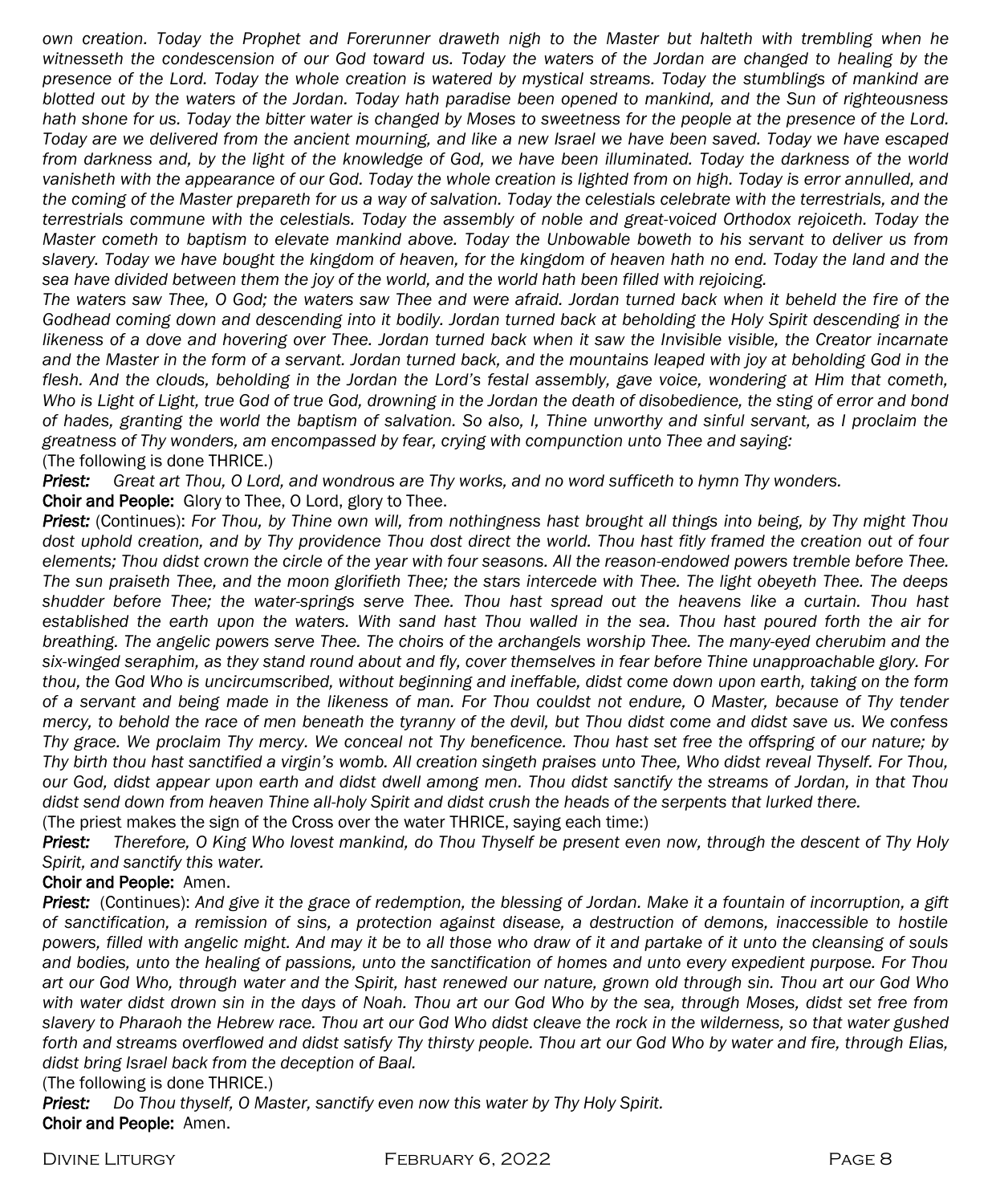*own creation. Today the Prophet and Forerunner draweth nigh to the Master but halteth with trembling when he witnesseth the condescension of our God toward us. Today the waters of the Jordan are changed to healing by the presence of the Lord. Today the whole creation is watered by mystical streams. Today the stumblings of mankind are blotted out by the waters of the Jordan. Today hath paradise been opened to mankind, and the Sun of righteousness hath shone for us. Today the bitter water is changed by Moses to sweetness for the people at the presence of the Lord. Today are we delivered from the ancient mourning, and like a new Israel we have been saved. Today we have escaped from darkness and, by the light of the knowledge of God, we have been illuminated. Today the darkness of the world vanisheth with the appearance of our God. Today the whole creation is lighted from on high. Today is error annulled, and the coming of the Master prepareth for us a way of salvation. Today the celestials celebrate with the terrestrials, and the terrestrials commune with the celestials. Today the assembly of noble and great-voiced Orthodox rejoiceth. Today the Master cometh to baptism to elevate mankind above. Today the Unbowable boweth to his servant to deliver us from slavery. Today we have bought the kingdom of heaven, for the kingdom of heaven hath no end. Today the land and the sea have divided between them the joy of the world, and the world hath been filled with rejoicing.*

*The waters saw Thee, O God; the waters saw Thee and were afraid. Jordan turned back when it beheld the fire of the Godhead coming down and descending into it bodily. Jordan turned back at beholding the Holy Spirit descending in the likeness of a dove and hovering over Thee. Jordan turned back when it saw the Invisible visible, the Creator incarnate and the Master in the form of a servant. Jordan turned back, and the mountains leaped with joy at beholding God in the flesh. And the clouds, beholding in the Jordan the Lord's festal assembly, gave voice, wondering at Him that cometh, Who is Light of Light, true God of true God, drowning in the Jordan the death of disobedience, the sting of error and bond of hades, granting the world the baptism of salvation. So also, I, Thine unworthy and sinful servant, as I proclaim the greatness of Thy wonders, am encompassed by fear, crying with compunction unto Thee and saying:*

(The following is done THRICE.)

***Priest:*** *Great art Thou, O Lord, and wondrous are Thy works, and no word sufficeth to hymn Thy wonders.*

**Choir and People:** Glory to Thee, O Lord, glory to Thee.

***Priest:*** (Continues): *For Thou, by Thine own will, from nothingness hast brought all things into being, by Thy might Thou dost uphold creation, and by Thy providence Thou dost direct the world. Thou hast fitly framed the creation out of four elements; Thou didst crown the circle of the year with four seasons. All the reason-endowed powers tremble before Thee. The sun praiseth Thee, and the moon glorifieth Thee; the stars intercede with Thee. The light obeyeth Thee. The deeps shudder before Thee; the water-springs serve Thee. Thou hast spread out the heavens like a curtain. Thou hast established the earth upon the waters. With sand hast Thou walled in the sea. Thou hast poured forth the air for breathing. The angelic powers serve Thee. The choirs of the archangels worship Thee. The many-eyed cherubim and the six-winged seraphim, as they stand round about and fly, cover themselves in fear before Thine unapproachable glory. For thou, the God Who is uncircumscribed, without beginning and ineffable, didst come down upon earth, taking on the form of a servant and being made in the likeness of man. For Thou couldst not endure, O Master, because of Thy tender mercy, to behold the race of men beneath the tyranny of the devil, but Thou didst come and didst save us. We confess Thy grace. We proclaim Thy mercy. We conceal not Thy beneficence. Thou hast set free the offspring of our nature; by Thy birth thou hast sanctified a virgin's womb. All creation singeth praises unto Thee, Who didst reveal Thyself. For Thou, our God, didst appear upon earth and didst dwell among men. Thou didst sanctify the streams of Jordan, in that Thou didst send down from heaven Thine all-holy Spirit and didst crush the heads of the serpents that lurked there.*

(The priest makes the sign of the Cross over the water THRICE, saying each time:)

***Priest:*** *Therefore, O King Who lovest mankind, do Thou Thyself be present even now, through the descent of Thy Holy Spirit, and sanctify this water.*

**Choir and People:** Amen.

***Priest:*** (Continues): *And give it the grace of redemption, the blessing of Jordan. Make it a fountain of incorruption, a gift of sanctification, a remission of sins, a protection against disease, a destruction of demons, inaccessible to hostile powers, filled with angelic might. And may it be to all those who draw of it and partake of it unto the cleansing of souls and bodies, unto the healing of passions, unto the sanctification of homes and unto every expedient purpose. For Thou art our God Who, through water and the Spirit, hast renewed our nature, grown old through sin. Thou art our God Who with water didst drown sin in the days of Noah. Thou art our God Who by the sea, through Moses, didst set free from slavery to Pharaoh the Hebrew race. Thou art our God Who didst cleave the rock in the wilderness, so that water gushed forth and streams overflowed and didst satisfy Thy thirsty people. Thou art our God Who by water and fire, through Elias, didst bring Israel back from the deception of Baal.*

(The following is done THRICE.)

***Priest:*** *Do Thou thyself, O Master, sanctify even now this water by Thy Holy Spirit.*

**Choir and People:** Amen.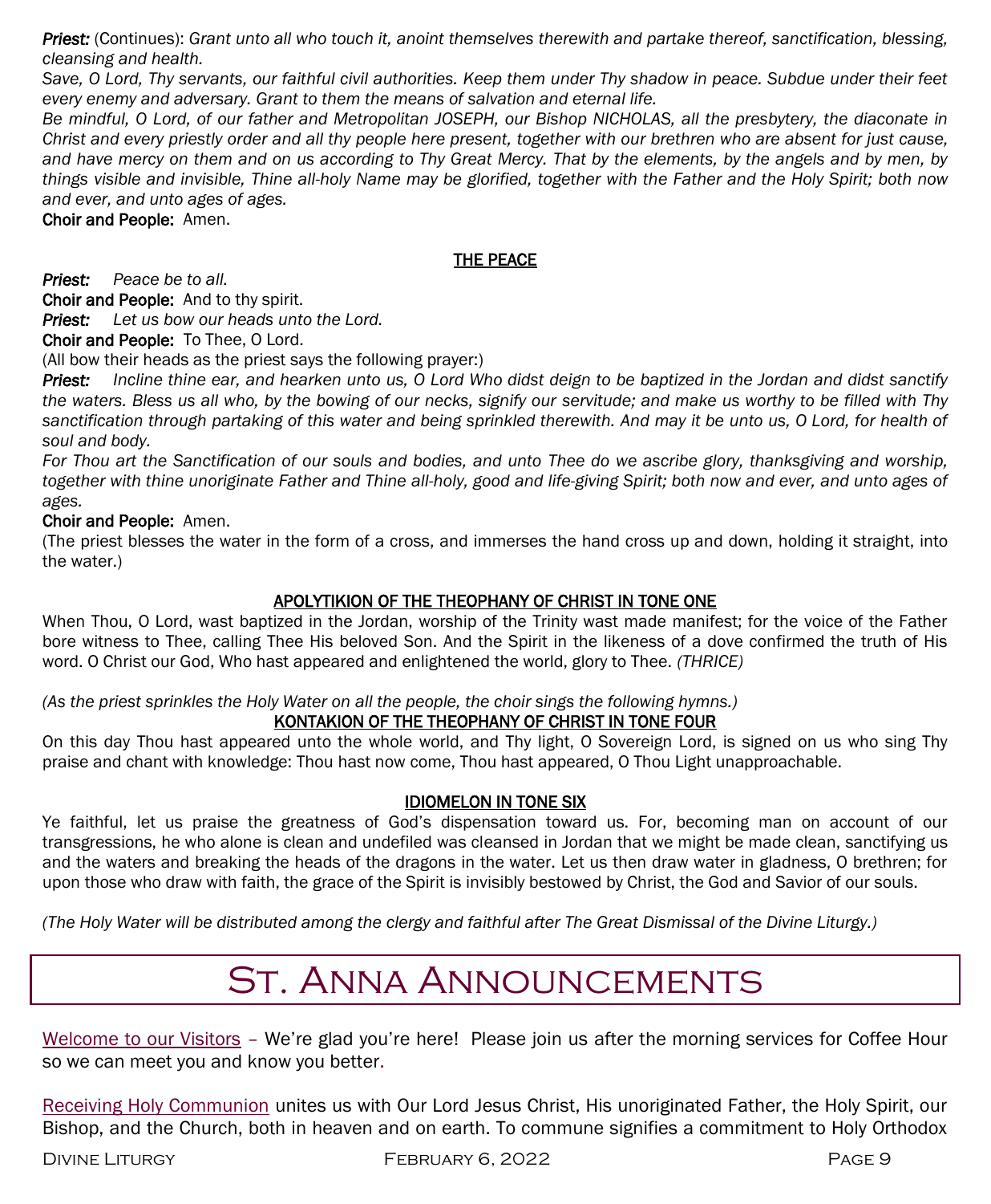***Priest:*** (Continues): *Grant unto all who touch it, anoint themselves therewith and partake thereof, sanctification, blessing, cleansing and health.*

*Save, O Lord, Thy servants, our faithful civil authorities. Keep them under Thy shadow in peace. Subdue under their feet every enemy and adversary. Grant to them the means of salvation and eternal life.*

*Be mindful, O Lord, of our father and Metropolitan JOSEPH, our Bishop NICHOLAS, all the presbytery, the diaconate in Christ and every priestly order and all thy people here present, together with our brethren who are absent for just cause, and have mercy on them and on us according to Thy Great Mercy. That by the elements, by the angels and by men, by things visible and invisible, Thine all-holy Name may be glorified, together with the Father and the Holy Spirit; both now and ever, and unto ages of ages.*

**Choir and People:** Amen.

## THE PEACE

***Priest:*** *Peace be to all.*

**Choir and People:** And to thy spirit.

***Priest:*** *Let us bow our heads unto the Lord.*

**Choir and People:** To Thee, O Lord.

(All bow their heads as the priest says the following prayer:)

***Priest:*** *Incline thine ear, and hearken unto us, O Lord Who didst deign to be baptized in the Jordan and didst sanctify the waters. Bless us all who, by the bowing of our necks, signify our servitude; and make us worthy to be filled with Thy sanctification through partaking of this water and being sprinkled therewith. And may it be unto us, O Lord, for health of soul and body.*

*For Thou art the Sanctification of our souls and bodies, and unto Thee do we ascribe glory, thanksgiving and worship, together with thine unoriginate Father and Thine all-holy, good and life-giving Spirit; both now and ever, and unto ages of ages.*

**Choir and People:** Amen.

(The priest blesses the water in the form of a cross, and immerses the hand cross up and down, holding it straight, into the water.)

## APOLYTIKION OF THE THEOPHANY OF CHRIST IN TONE ONE

When Thou, O Lord, wast baptized in the Jordan, worship of the Trinity wast made manifest; for the voice of the Father bore witness to Thee, calling Thee His beloved Son. And the Spirit in the likeness of a dove confirmed the truth of His word. O Christ our God, Who hast appeared and enlightened the world, glory to Thee. *(THRICE)*

*(As the priest sprinkles the Holy Water on all the people, the choir sings the following hymns.)*

## KONTAKION OF THE THEOPHANY OF CHRIST IN TONE FOUR

On this day Thou hast appeared unto the whole world, and Thy light, O Sovereign Lord, is signed on us who sing Thy praise and chant with knowledge: Thou hast now come, Thou hast appeared, O Thou Light unapproachable.

## IDIOMELON IN TONE SIX

Ye faithful, let us praise the greatness of God's dispensation toward us. For, becoming man on account of our transgressions, he who alone is clean and undefiled was cleansed in Jordan that we might be made clean, sanctifying us and the waters and breaking the heads of the dragons in the water. Let us then draw water in gladness, O brethren; for upon those who draw with faith, the grace of the Spirit is invisibly bestowed by Christ, the God and Savior of our souls.

*(The Holy Water will be distributed among the clergy and faithful after The Great Dismissal of the Divine Liturgy.)*

# St. Anna Announcements

Welcome to our Visitors – We're glad you're here! Please join us after the morning services for Coffee Hour so we can meet you and know you better.

Receiving Holy Communion unites us with Our Lord Jesus Christ, His unoriginated Father, the Holy Spirit, our Bishop, and the Church, both in heaven and on earth. To commune signifies a commitment to Holy Orthodox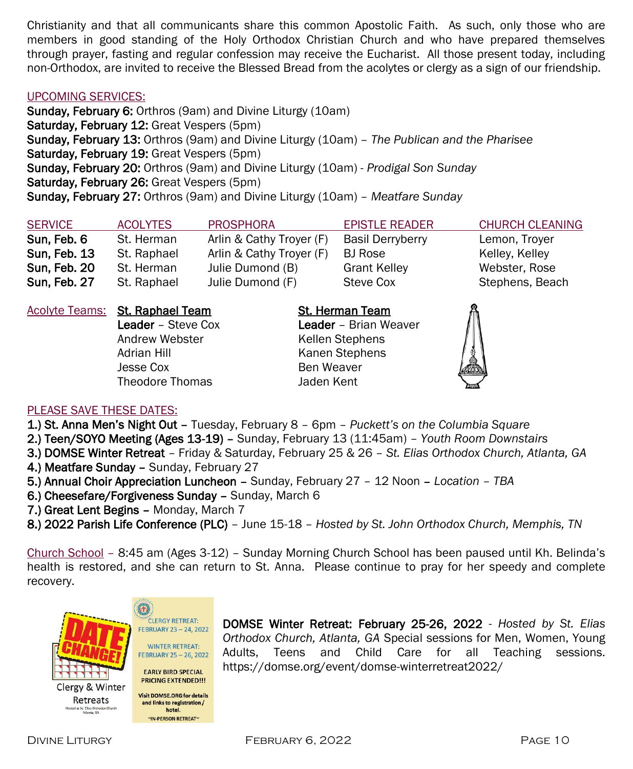Christianity and that all communicants share this common Apostolic Faith. As such, only those who are members in good standing of the Holy Orthodox Christian Church and who have prepared themselves through prayer, fasting and regular confession may receive the Eucharist. All those present today, including non-Orthodox, are invited to receive the Blessed Bread from the acolytes or clergy as a sign of our friendship.

UPCOMING SERVICES:

**Sunday, February 6:** Orthros (9am) and Divine Liturgy (10am)
**Saturday, February 12:** Great Vespers (5pm)
**Sunday, February 13:** Orthros (9am) and Divine Liturgy (10am) – *The Publican and the Pharisee*
**Saturday, February 19:** Great Vespers (5pm)
**Sunday, February 20:** Orthros (9am) and Divine Liturgy (10am) - *Prodigal Son Sunday*
**Saturday, February 26:** Great Vespers (5pm)
**Sunday, February 27:** Orthros (9am) and Divine Liturgy (10am) – *Meatfare Sunday*

| SERVICE | ACOLYTES | PROSPHORA | EPISTLE READER | CHURCH CLEANING |
|---|---|---|---|---|
| **Sun, Feb. 6** | St. Herman | Arlin & Cathy Troyer (F) | Basil Derryberry | Lemon, Troyer |
| **Sun, Feb. 13** | St. Raphael | Arlin & Cathy Troyer (F) | BJ Rose | Kelley, Kelley |
| **Sun, Feb. 20** | St. Herman | Julie Dumond (B) | Grant Kelley | Webster, Rose |
| **Sun, Feb. 27** | St. Raphael | Julie Dumond (F) | Steve Cox | Stephens, Beach |

Acolyte Teams:

**St. Raphael Team**
**Leader** – Steve Cox
Andrew Webster
Adrian Hill
Jesse Cox
Theodore Thomas

**St. Herman Team**
**Leader** – Brian Weaver
Kellen Stephens
Kanen Stephens
Ben Weaver
Jaden Kent

PLEASE SAVE THESE DATES:

1.) **St. Anna Men's Night Out** – Tuesday, February 8 – 6pm – *Puckett's on the Columbia Square*
2.) **Teen/SOYO Meeting (Ages 13-19)** – Sunday, February 13 (11:45am) – *Youth Room Downstairs*
3.) **DOMSE Winter Retreat** – Friday & Saturday, February 25 & 26 – *St. Elias Orthodox Church, Atlanta, GA*
4.) **Meatfare Sunday** – Sunday, February 27
5.) **Annual Choir Appreciation Luncheon** – Sunday, February 27 – 12 Noon – *Location – TBA*
6.) **Cheesefare/Forgiveness Sunday** – Sunday, March 6
7.) **Great Lent Begins** – Monday, March 7
8.) **2022 Parish Life Conference (PLC)** – June 15-18 – *Hosted by St. John Orthodox Church, Memphis, TN*

Church School – 8:45 am (Ages 3-12) – Sunday Morning Church School has been paused until Kh. Belinda's health is restored, and she can return to St. Anna. Please continue to pray for her speedy and complete recovery.

DATE CHANGE! Clergy & Winter Retreats
Hosted at St. Elias Orthodox Church Atlanta, GA

CLERGY RETREAT: FEBRUARY 23 – 24, 2022
WINTER RETREAT: FEBRUARY 25 – 26, 2022
EARLY BIRD SPECIAL PRICING EXTENDED!!!
Visit DOMSE.ORG for details and links to registration / hotel.
~IN-PERSON RETREAT~

**DOMSE Winter Retreat: February 25-26, 2022** - *Hosted by St. Elias Orthodox Church, Atlanta, GA* Special sessions for Men, Women, Young Adults, Teens and Child Care for all Teaching sessions. https://domse.org/event/domse-winterretreat2022/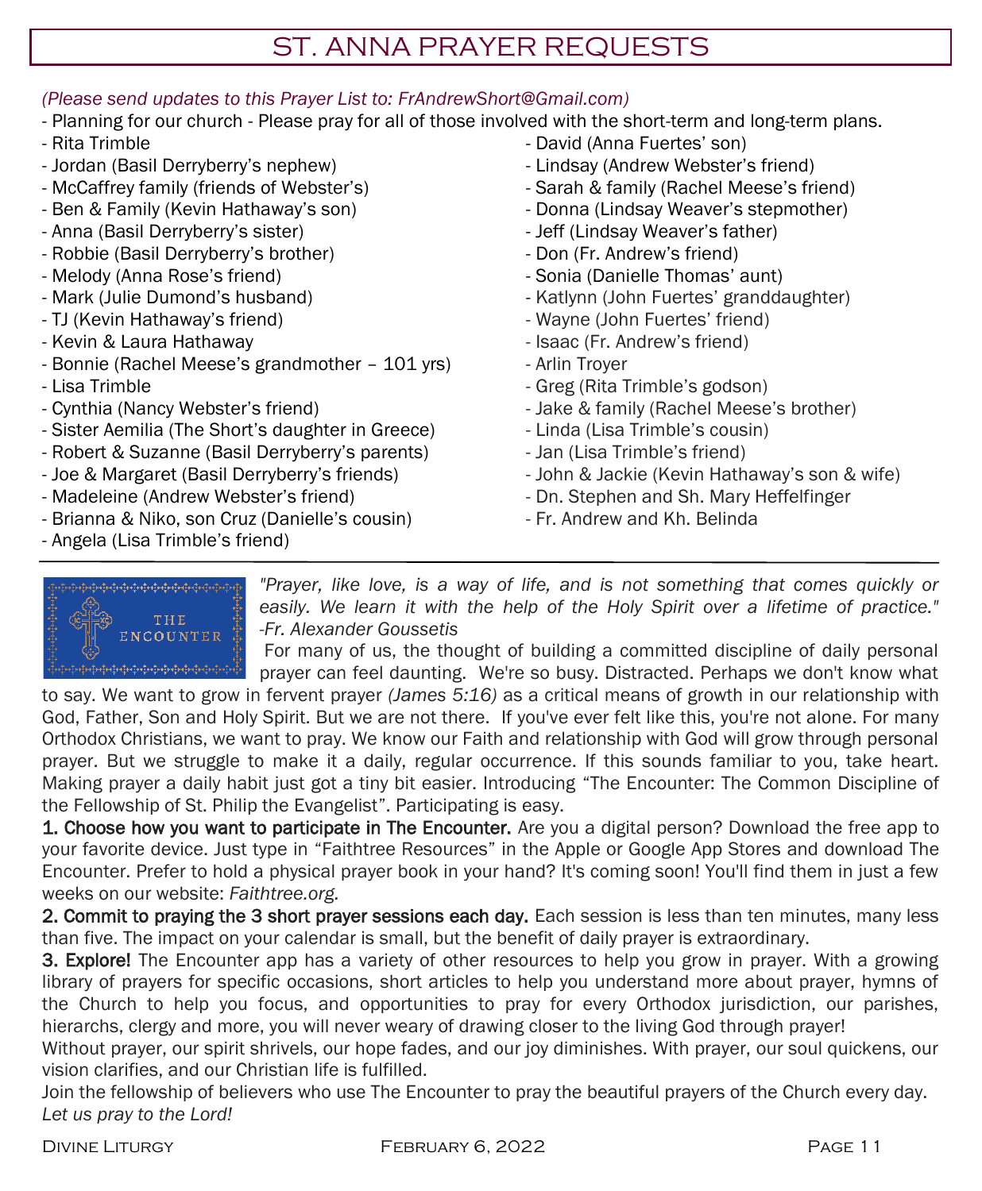# ST. ANNA PRAYER REQUESTS

*(Please send updates to this Prayer List to: FrAndrewShort@Gmail.com)*

- Planning for our church - Please pray for all of those involved with the short-term and long-term plans.
- Rita Trimble
- Jordan (Basil Derryberry's nephew)
- McCaffrey family (friends of Webster's)
- Ben & Family (Kevin Hathaway's son)
- Anna (Basil Derryberry's sister)
- Robbie (Basil Derryberry's brother)
- Melody (Anna Rose's friend)
- Mark (Julie Dumond's husband)
- TJ (Kevin Hathaway's friend)
- Kevin & Laura Hathaway
- Bonnie (Rachel Meese's grandmother – 101 yrs)
- Lisa Trimble
- Cynthia (Nancy Webster's friend)
- Sister Aemilia (The Short's daughter in Greece)
- Robert & Suzanne (Basil Derryberry's parents)
- Joe & Margaret (Basil Derryberry's friends)
- Madeleine (Andrew Webster's friend)
- Brianna & Niko, son Cruz (Danielle's cousin)
- Angela (Lisa Trimble's friend)
- David (Anna Fuertes' son)
- Lindsay (Andrew Webster's friend)
- Sarah & family (Rachel Meese's friend)
- Donna (Lindsay Weaver's stepmother)
- Jeff (Lindsay Weaver's father)
- Don (Fr. Andrew's friend)
- Sonia (Danielle Thomas' aunt)
- Katlynn (John Fuertes' granddaughter)
- Wayne (John Fuertes' friend)
- Isaac (Fr. Andrew's friend)
- Arlin Troyer
- Greg (Rita Trimble's godson)
- Jake & family (Rachel Meese's brother)
- Linda (Lisa Trimble's cousin)
- Jan (Lisa Trimble's friend)
- John & Jackie (Kevin Hathaway's son & wife)
- Dn. Stephen and Sh. Mary Heffelfinger
- Fr. Andrew and Kh. Belinda

---

THE ENCOUNTER

*"Prayer, like love, is a way of life, and is not something that comes quickly or easily. We learn it with the help of the Holy Spirit over a lifetime of practice." -Fr. Alexander Goussetis*

For many of us, the thought of building a committed discipline of daily personal prayer can feel daunting. We're so busy. Distracted. Perhaps we don't know what to say. We want to grow in fervent prayer *(James 5:16)* as a critical means of growth in our relationship with God, Father, Son and Holy Spirit. But we are not there. If you've ever felt like this, you're not alone. For many Orthodox Christians, we want to pray. We know our Faith and relationship with God will grow through personal prayer. But we struggle to make it a daily, regular occurrence. If this sounds familiar to you, take heart. Making prayer a daily habit just got a tiny bit easier. Introducing "The Encounter: The Common Discipline of the Fellowship of St. Philip the Evangelist". Participating is easy.

**1. Choose how you want to participate in The Encounter.** Are you a digital person? Download the free app to your favorite device. Just type in "Faithtree Resources" in the Apple or Google App Stores and download The Encounter. Prefer to hold a physical prayer book in your hand? It's coming soon! You'll find them in just a few weeks on our website: *Faithtree.org.*

**2. Commit to praying the 3 short prayer sessions each day.** Each session is less than ten minutes, many less than five. The impact on your calendar is small, but the benefit of daily prayer is extraordinary.

**3. Explore!** The Encounter app has a variety of other resources to help you grow in prayer. With a growing library of prayers for specific occasions, short articles to help you understand more about prayer, hymns of the Church to help you focus, and opportunities to pray for every Orthodox jurisdiction, our parishes, hierarchs, clergy and more, you will never weary of drawing closer to the living God through prayer!

Without prayer, our spirit shrivels, our hope fades, and our joy diminishes. With prayer, our soul quickens, our vision clarifies, and our Christian life is fulfilled.

Join the fellowship of believers who use The Encounter to pray the beautiful prayers of the Church every day.

*Let us pray to the Lord!*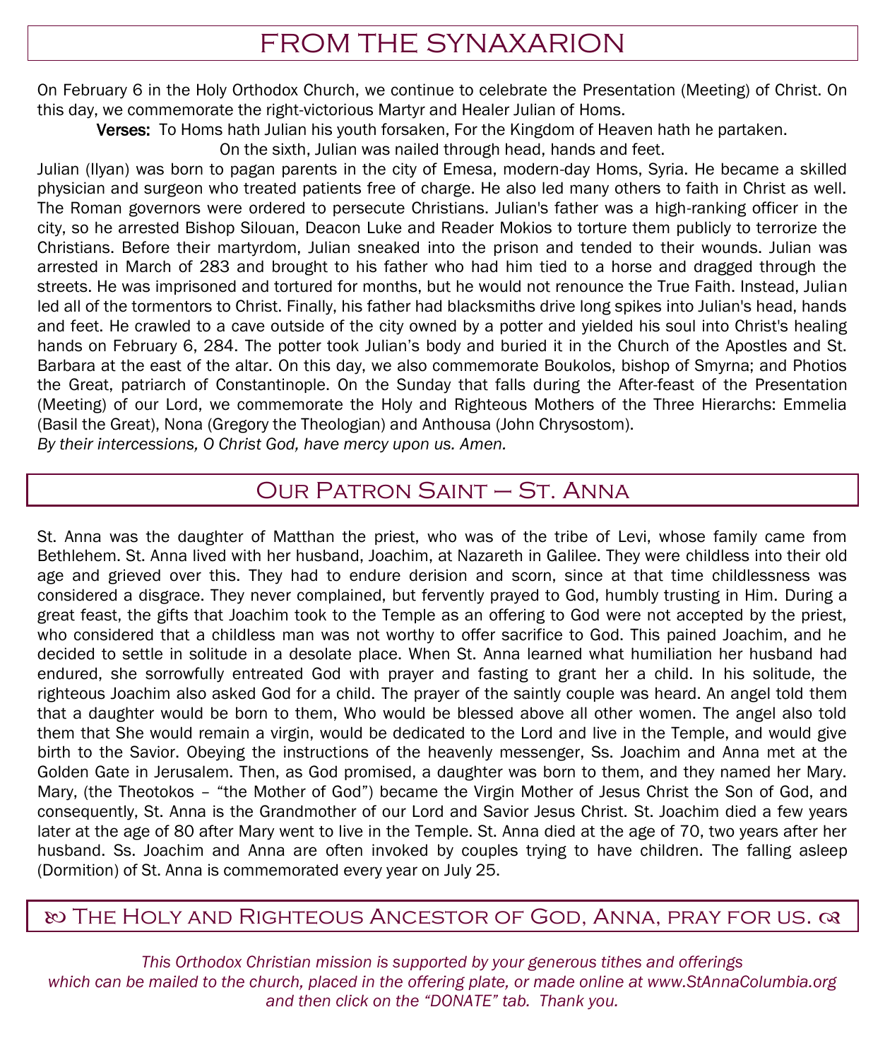## FROM THE SYNAXARION

On February 6 in the Holy Orthodox Church, we continue to celebrate the Presentation (Meeting) of Christ. On this day, we commemorate the right-victorious Martyr and Healer Julian of Homs.

**Verses:** To Homs hath Julian his youth forsaken, For the Kingdom of Heaven hath he partaken.
On the sixth, Julian was nailed through head, hands and feet.

Julian (Ilyan) was born to pagan parents in the city of Emesa, modern-day Homs, Syria. He became a skilled physician and surgeon who treated patients free of charge. He also led many others to faith in Christ as well. The Roman governors were ordered to persecute Christians. Julian's father was a high-ranking officer in the city, so he arrested Bishop Silouan, Deacon Luke and Reader Mokios to torture them publicly to terrorize the Christians. Before their martyrdom, Julian sneaked into the prison and tended to their wounds. Julian was arrested in March of 283 and brought to his father who had him tied to a horse and dragged through the streets. He was imprisoned and tortured for months, but he would not renounce the True Faith. Instead, Julian led all of the tormentors to Christ. Finally, his father had blacksmiths drive long spikes into Julian's head, hands and feet. He crawled to a cave outside of the city owned by a potter and yielded his soul into Christ's healing hands on February 6, 284. The potter took Julian's body and buried it in the Church of the Apostles and St. Barbara at the east of the altar. On this day, we also commemorate Boukolos, bishop of Smyrna; and Photios the Great, patriarch of Constantinople. On the Sunday that falls during the After-feast of the Presentation (Meeting) of our Lord, we commemorate the Holy and Righteous Mothers of the Three Hierarchs: Emmelia (Basil the Great), Nona (Gregory the Theologian) and Anthousa (John Chrysostom).

*By their intercessions, O Christ God, have mercy upon us. Amen.*

## Our Patron Saint – St. Anna

St. Anna was the daughter of Matthan the priest, who was of the tribe of Levi, whose family came from Bethlehem. St. Anna lived with her husband, Joachim, at Nazareth in Galilee. They were childless into their old age and grieved over this. They had to endure derision and scorn, since at that time childlessness was considered a disgrace. They never complained, but fervently prayed to God, humbly trusting in Him. During a great feast, the gifts that Joachim took to the Temple as an offering to God were not accepted by the priest, who considered that a childless man was not worthy to offer sacrifice to God. This pained Joachim, and he decided to settle in solitude in a desolate place. When St. Anna learned what humiliation her husband had endured, she sorrowfully entreated God with prayer and fasting to grant her a child. In his solitude, the righteous Joachim also asked God for a child. The prayer of the saintly couple was heard. An angel told them that a daughter would be born to them, Who would be blessed above all other women. The angel also told them that She would remain a virgin, would be dedicated to the Lord and live in the Temple, and would give birth to the Savior. Obeying the instructions of the heavenly messenger, Ss. Joachim and Anna met at the Golden Gate in Jerusalem. Then, as God promised, a daughter was born to them, and they named her Mary. Mary, (the Theotokos – "the Mother of God") became the Virgin Mother of Jesus Christ the Son of God, and consequently, St. Anna is the Grandmother of our Lord and Savior Jesus Christ. St. Joachim died a few years later at the age of 80 after Mary went to live in the Temple. St. Anna died at the age of 70, two years after her husband. Ss. Joachim and Anna are often invoked by couples trying to have children. The falling asleep (Dormition) of St. Anna is commemorated every year on July 25.

## ∞ The Holy and Righteous Ancestor of God, Anna, pray for us. ∞

*This Orthodox Christian mission is supported by your generous tithes and offerings which can be mailed to the church, placed in the offering plate, or made online at www.StAnnaColumbia.org and then click on the "DONATE" tab. Thank you.*